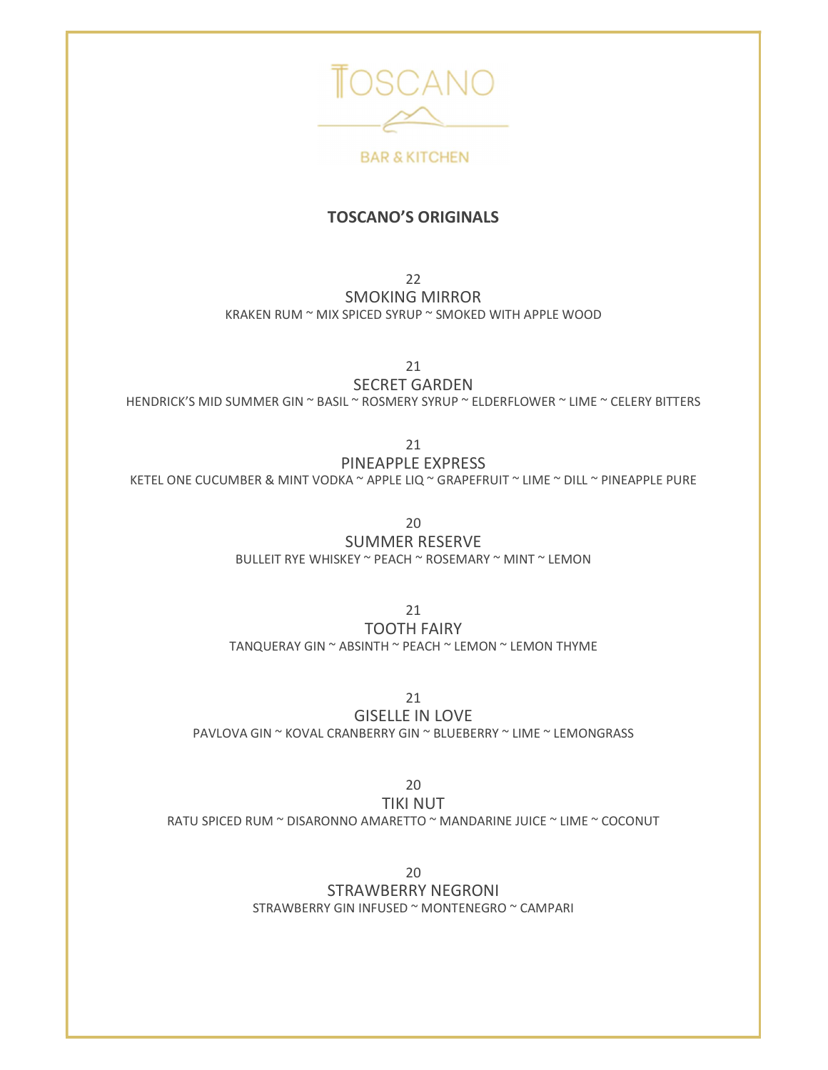# TOSCANO

BAR & KITCHEN

## TOSCANO'S ORIGINALS

22

SMOKING MIRROR

KRAKEN RUM ~ MIX SPICED SYRUP ~ SMOKED WITH APPLE WOOD

21

SECRET GARDEN

HENDRICK'S MID SUMMER GIN ~ BASIL ~ ROSMERY SYRUP ~ ELDERFLOWER ~ LIME ~ CELERY BITTERS

21

PINEAPPLE EXPRESS

KETEL ONE CUCUMBER & MINT VODKA ~ APPLE LIQ ~ GRAPEFRUIT ~ LIME ~ DILL ~ PINEAPPLE PURE

20

SUMMER RESERVE

BULLEIT RYE WHISKEY ~ PEACH ~ ROSEMARY ~ MINT ~ LEMON

21

TOOTH FAIRY

TANQUERAY GIN ~ ABSINTH ~ PEACH ~ LEMON ~ LEMON THYME

21

GISELLE IN LOVE

PAVLOVA GIN ~ KOVAL CRANBERRY GIN ~ BLUEBERRY ~ LIME ~ LEMONGRASS

20

TIKI NUT

RATU SPICED RUM ~ DISARONNO AMARETTO ~ MANDARINE JUICE ~ LIME ~ COCONUT

20

STRAWBERRY NEGRONI

STRAWBERRY GIN INFUSED ~ MONTENEGRO ~ CAMPARI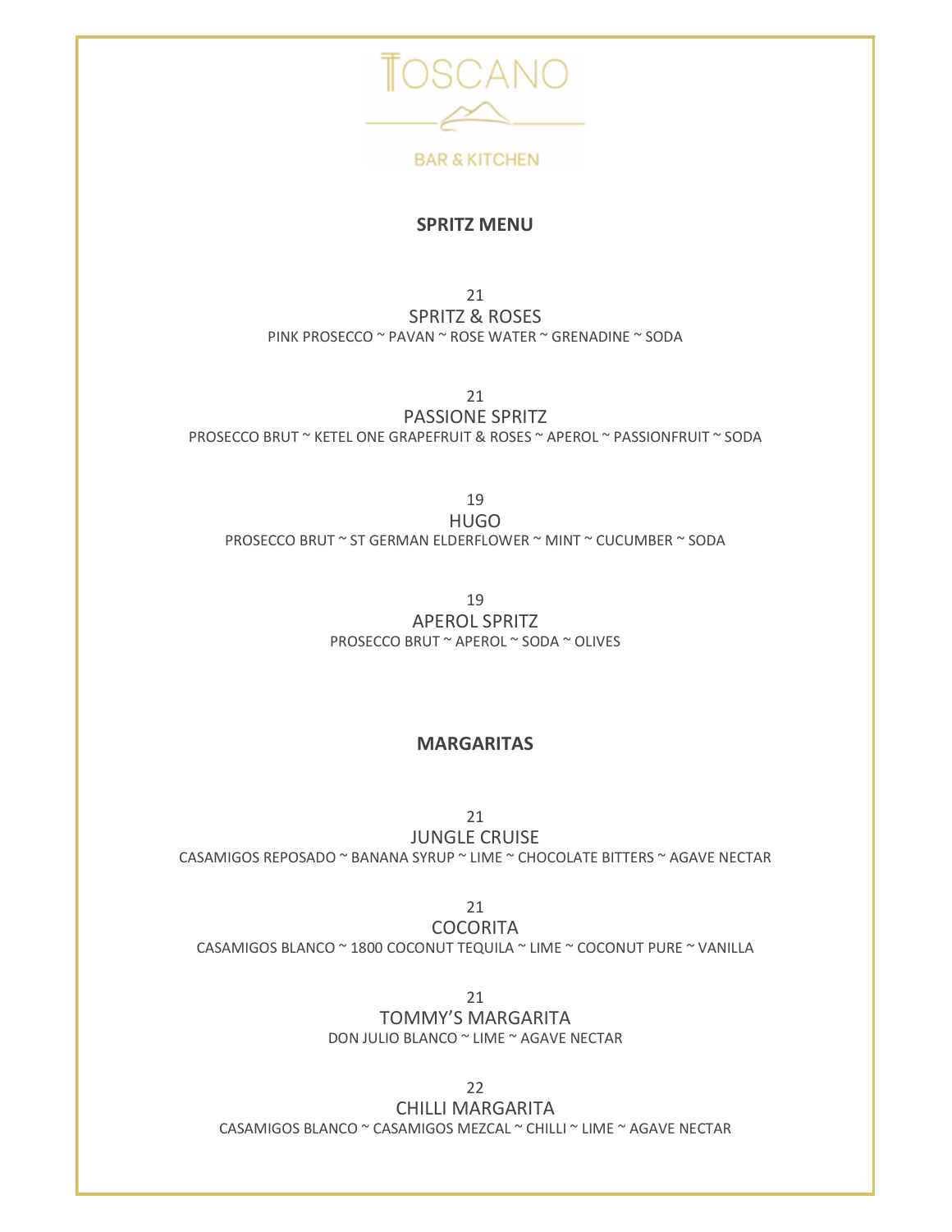# TOSCANO

BAR & KITCHEN

## SPRITZ MENU

21
SPRITZ & ROSES
PINK PROSECCO ~ PAVAN ~ ROSE WATER ~ GRENADINE ~ SODA

21
PASSIONE SPRITZ
PROSECCO BRUT ~ KETEL ONE GRAPEFRUIT & ROSES ~ APEROL ~ PASSIONFRUIT ~ SODA

19
HUGO
PROSECCO BRUT ~ ST GERMAN ELDERFLOWER ~ MINT ~ CUCUMBER ~ SODA

19
APEROL SPRITZ
PROSECCO BRUT ~ APEROL ~ SODA ~ OLIVES

## MARGARITAS

21
JUNGLE CRUISE
CASAMIGOS REPOSADO ~ BANANA SYRUP ~ LIME ~ CHOCOLATE BITTERS ~ AGAVE NECTAR

21
COCORITA
CASAMIGOS BLANCO ~ 1800 COCONUT TEQUILA ~ LIME ~ COCONUT PURE ~ VANILLA

21
TOMMY'S MARGARITA
DON JULIO BLANCO ~ LIME ~ AGAVE NECTAR

22
CHILLI MARGARITA
CASAMIGOS BLANCO ~ CASAMIGOS MEZCAL ~ CHILLI ~ LIME ~ AGAVE NECTAR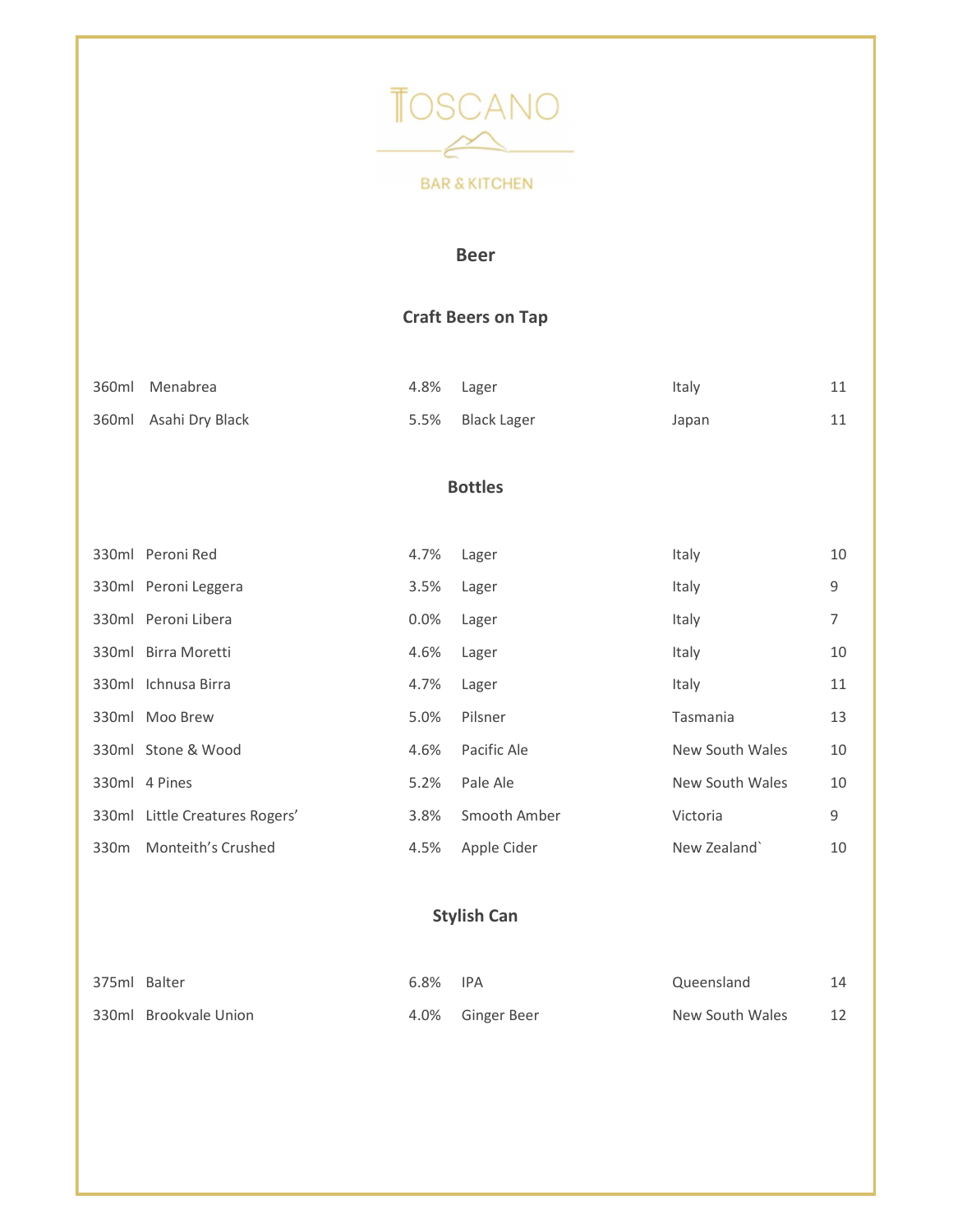TOSCANO

BAR & KITCHEN

# Beer

## Craft Beers on Tap

| | | | | | |
|---|---|---|---|---|---|
| 360ml | Menabrea | 4.8% | Lager | Italy | 11 |
| 360ml | Asahi Dry Black | 5.5% | Black Lager | Japan | 11 |

## Bottles

| | | | | | |
|---|---|---|---|---|---|
| 330ml | Peroni Red | 4.7% | Lager | Italy | 10 |
| 330ml | Peroni Leggera | 3.5% | Lager | Italy | 9 |
| 330ml | Peroni Libera | 0.0% | Lager | Italy | 7 |
| 330ml | Birra Moretti | 4.6% | Lager | Italy | 10 |
| 330ml | Ichnusa Birra | 4.7% | Lager | Italy | 11 |
| 330ml | Moo Brew | 5.0% | Pilsner | Tasmania | 13 |
| 330ml | Stone & Wood | 4.6% | Pacific Ale | New South Wales | 10 |
| 330ml | 4 Pines | 5.2% | Pale Ale | New South Wales | 10 |
| 330ml | Little Creatures Rogers’ | 3.8% | Smooth Amber | Victoria | 9 |
| 330m | Monteith’s Crushed | 4.5% | Apple Cider | New Zealand` | 10 |

## Stylish Can

| | | | | | |
|---|---|---|---|---|---|
| 375ml | Balter | 6.8% | IPA | Queensland | 14 |
| 330ml | Brookvale Union | 4.0% | Ginger Beer | New South Wales | 12 |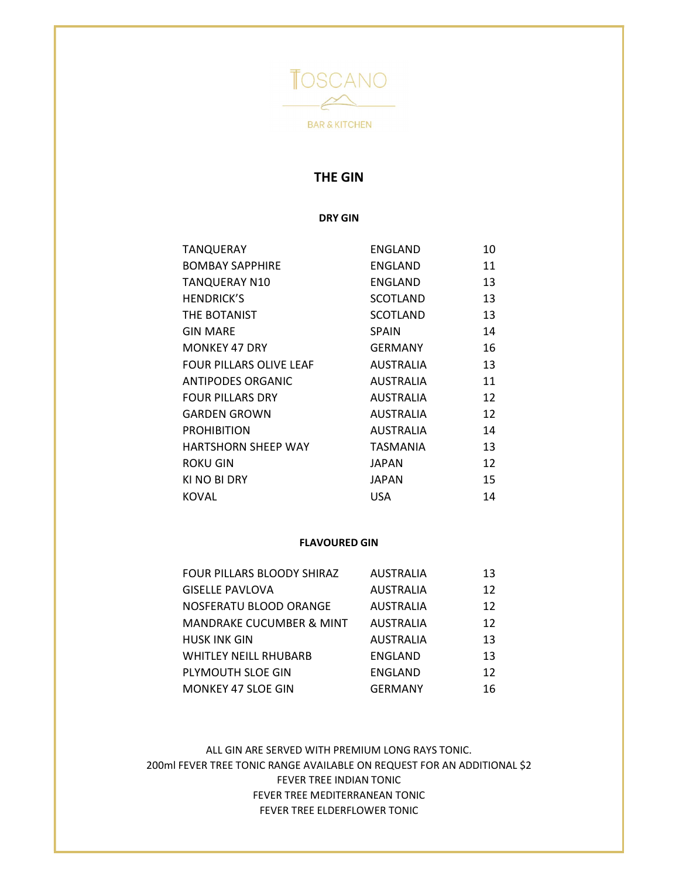TOSCANO

BAR & KITCHEN

# THE GIN

## DRY GIN

| | | |
|---|---|---|
| TANQUERAY | ENGLAND | 10 |
| BOMBAY SAPPHIRE | ENGLAND | 11 |
| TANQUERAY N10 | ENGLAND | 13 |
| HENDRICK'S | SCOTLAND | 13 |
| THE BOTANIST | SCOTLAND | 13 |
| GIN MARE | SPAIN | 14 |
| MONKEY 47 DRY | GERMANY | 16 |
| FOUR PILLARS OLIVE LEAF | AUSTRALIA | 13 |
| ANTIPODES ORGANIC | AUSTRALIA | 11 |
| FOUR PILLARS DRY | AUSTRALIA | 12 |
| GARDEN GROWN | AUSTRALIA | 12 |
| PROHIBITION | AUSTRALIA | 14 |
| HARTSHORN SHEEP WAY | TASMANIA | 13 |
| ROKU GIN | JAPAN | 12 |
| KI NO BI DRY | JAPAN | 15 |
| KOVAL | USA | 14 |

## FLAVOURED GIN

| | | |
|---|---|---|
| FOUR PILLARS BLOODY SHIRAZ | AUSTRALIA | 13 |
| GISELLE PAVLOVA | AUSTRALIA | 12 |
| NOSFERATU BLOOD ORANGE | AUSTRALIA | 12 |
| MANDRAKE CUCUMBER & MINT | AUSTRALIA | 12 |
| HUSK INK GIN | AUSTRALIA | 13 |
| WHITLEY NEILL RHUBARB | ENGLAND | 13 |
| PLYMOUTH SLOE GIN | ENGLAND | 12 |
| MONKEY 47 SLOE GIN | GERMANY | 16 |

ALL GIN ARE SERVED WITH PREMIUM LONG RAYS TONIC.
200ml FEVER TREE TONIC RANGE AVAILABLE ON REQUEST FOR AN ADDITIONAL $2
FEVER TREE INDIAN TONIC
FEVER TREE MEDITERRANEAN TONIC
FEVER TREE ELDERFLOWER TONIC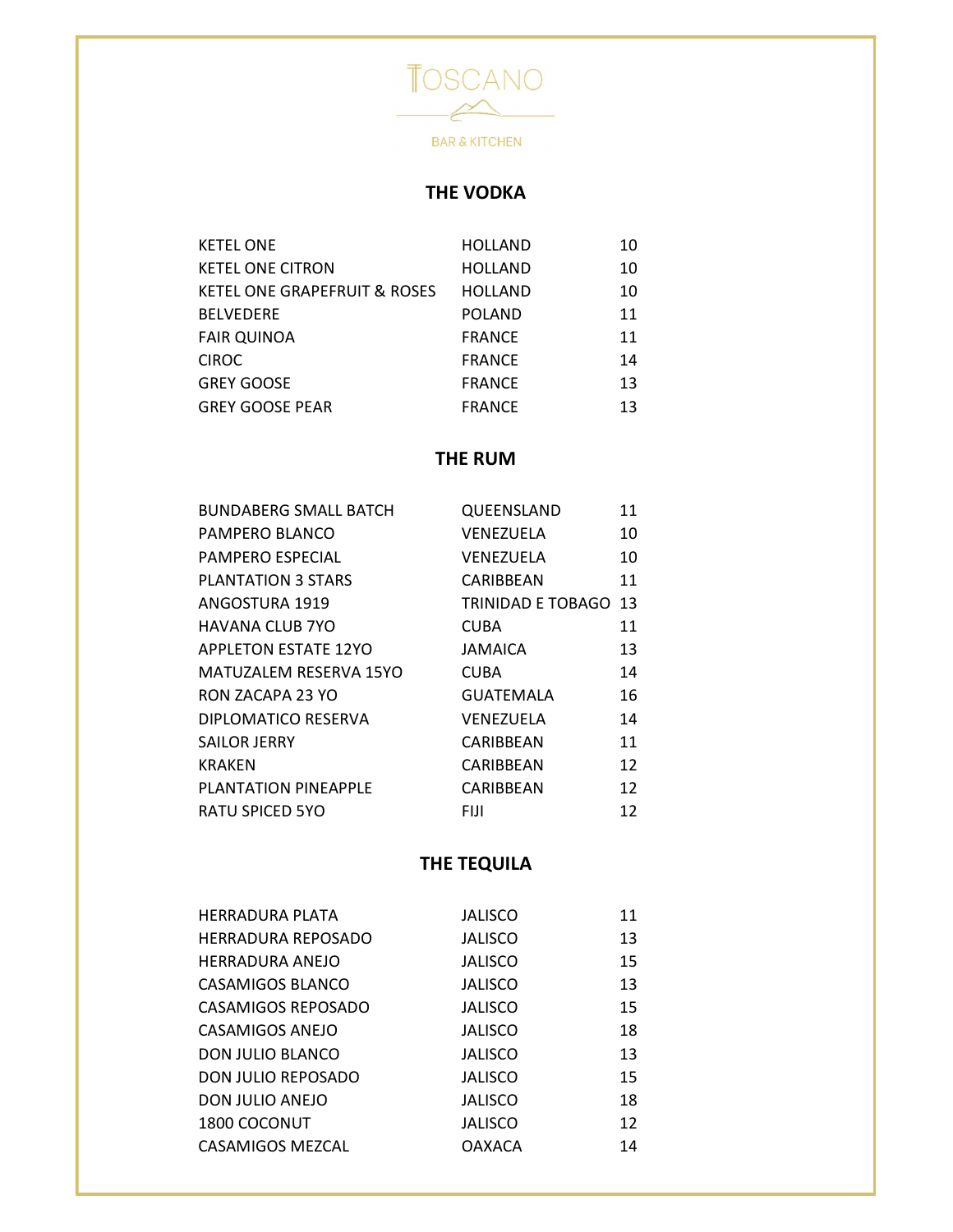TOSCANO

BAR & KITCHEN

## THE VODKA

| | | |
|---|---|---|
| KETEL ONE | HOLLAND | 10 |
| KETEL ONE CITRON | HOLLAND | 10 |
| KETEL ONE GRAPEFRUIT & ROSES | HOLLAND | 10 |
| BELVEDERE | POLAND | 11 |
| FAIR QUINOA | FRANCE | 11 |
| CIROC | FRANCE | 14 |
| GREY GOOSE | FRANCE | 13 |
| GREY GOOSE PEAR | FRANCE | 13 |

## THE RUM

| | | |
|---|---|---|
| BUNDABERG SMALL BATCH | QUEENSLAND | 11 |
| PAMPERO BLANCO | VENEZUELA | 10 |
| PAMPERO ESPECIAL | VENEZUELA | 10 |
| PLANTATION 3 STARS | CARIBBEAN | 11 |
| ANGOSTURA 1919 | TRINIDAD E TOBAGO | 13 |
| HAVANA CLUB 7YO | CUBA | 11 |
| APPLETON ESTATE 12YO | JAMAICA | 13 |
| MATUZALEM RESERVA 15YO | CUBA | 14 |
| RON ZACAPA 23 YO | GUATEMALA | 16 |
| DIPLOMATICO RESERVA | VENEZUELA | 14 |
| SAILOR JERRY | CARIBBEAN | 11 |
| KRAKEN | CARIBBEAN | 12 |
| PLANTATION PINEAPPLE | CARIBBEAN | 12 |
| RATU SPICED 5YO | FIJI | 12 |

## THE TEQUILA

| | | |
|---|---|---|
| HERRADURA PLATA | JALISCO | 11 |
| HERRADURA REPOSADO | JALISCO | 13 |
| HERRADURA ANEJO | JALISCO | 15 |
| CASAMIGOS BLANCO | JALISCO | 13 |
| CASAMIGOS REPOSADO | JALISCO | 15 |
| CASAMIGOS ANEJO | JALISCO | 18 |
| DON JULIO BLANCO | JALISCO | 13 |
| DON JULIO REPOSADO | JALISCO | 15 |
| DON JULIO ANEJO | JALISCO | 18 |
| 1800 COCONUT | JALISCO | 12 |
| CASAMIGOS MEZCAL | OAXACA | 14 |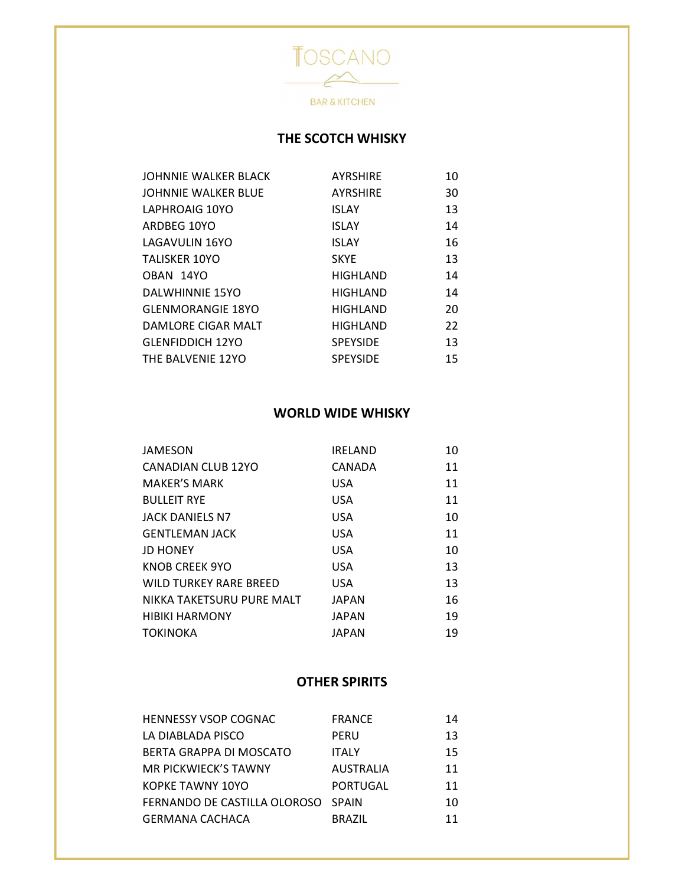TOSCANO

BAR & KITCHEN

## THE SCOTCH WHISKY

| | | |
|---|---|---|
| JOHNNIE WALKER BLACK | AYRSHIRE | 10 |
| JOHNNIE WALKER BLUE | AYRSHIRE | 30 |
| LAPHROAIG 10YO | ISLAY | 13 |
| ARDBEG 10YO | ISLAY | 14 |
| LAGAVULIN 16YO | ISLAY | 16 |
| TALISKER 10YO | SKYE | 13 |
| OBAN 14YO | HIGHLAND | 14 |
| DALWHINNIE 15YO | HIGHLAND | 14 |
| GLENMORANGIE 18YO | HIGHLAND | 20 |
| DAMLORE CIGAR MALT | HIGHLAND | 22 |
| GLENFIDDICH 12YO | SPEYSIDE | 13 |
| THE BALVENIE 12YO | SPEYSIDE | 15 |

## WORLD WIDE WHISKY

| | | |
|---|---|---|
| JAMESON | IRELAND | 10 |
| CANADIAN CLUB 12YO | CANADA | 11 |
| MAKER'S MARK | USA | 11 |
| BULLEIT RYE | USA | 11 |
| JACK DANIELS N7 | USA | 10 |
| GENTLEMAN JACK | USA | 11 |
| JD HONEY | USA | 10 |
| KNOB CREEK 9YO | USA | 13 |
| WILD TURKEY RARE BREED | USA | 13 |
| NIKKA TAKETSURU PURE MALT | JAPAN | 16 |
| HIBIKI HARMONY | JAPAN | 19 |
| TOKINOKA | JAPAN | 19 |

## OTHER SPIRITS

| | | |
|---|---|---|
| HENNESSY VSOP COGNAC | FRANCE | 14 |
| LA DIABLADA PISCO | PERU | 13 |
| BERTA GRAPPA DI MOSCATO | ITALY | 15 |
| MR PICKWIECK'S TAWNY | AUSTRALIA | 11 |
| KOPKE TAWNY 10YO | PORTUGAL | 11 |
| FERNANDO DE CASTILLA OLOROSO | SPAIN | 10 |
| GERMANA CACHACA | BRAZIL | 11 |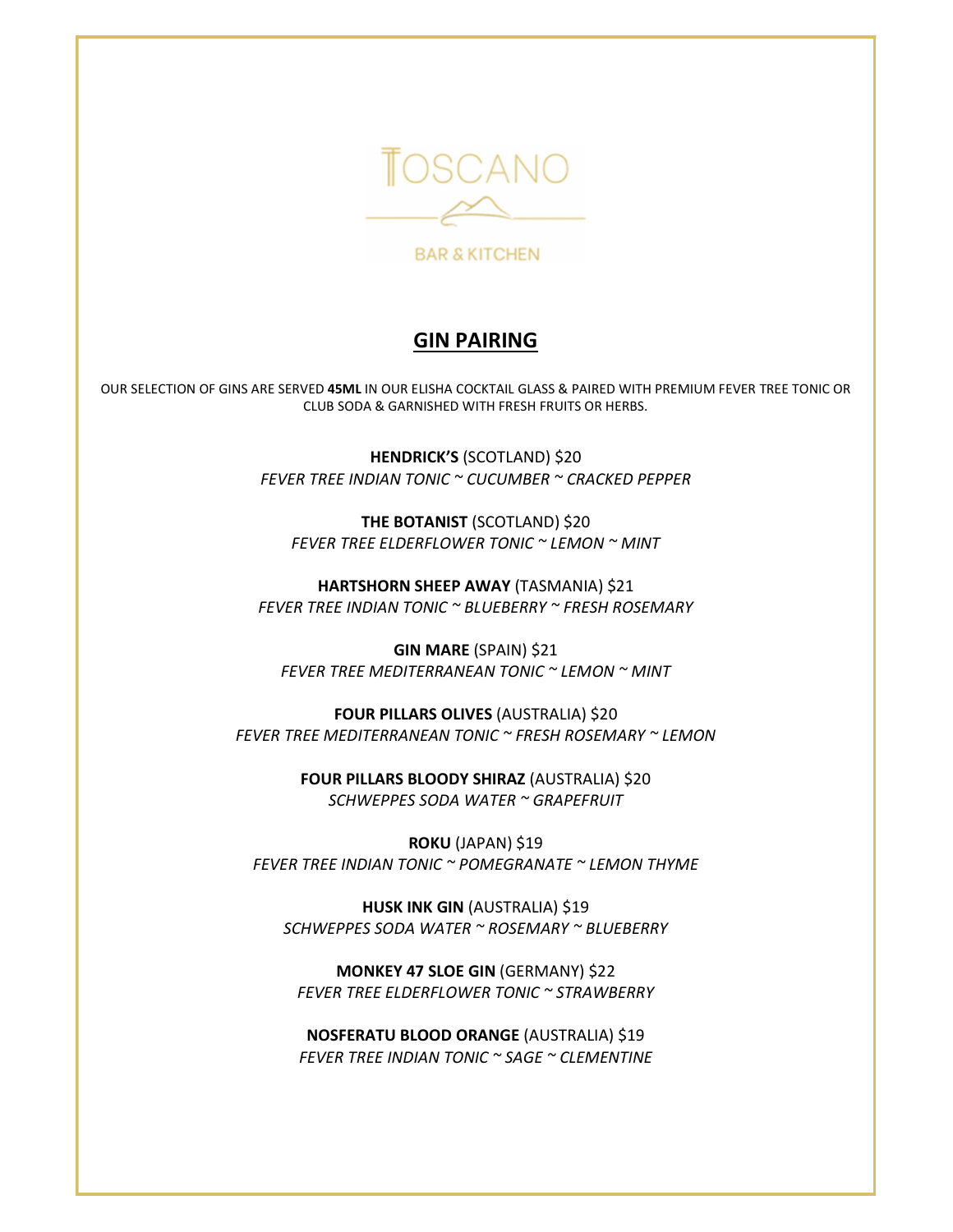TOSCANO

BAR & KITCHEN

## GIN PAIRING

OUR SELECTION OF GINS ARE SERVED **45ML** IN OUR ELISHA COCKTAIL GLASS & PAIRED WITH PREMIUM FEVER TREE TONIC OR CLUB SODA & GARNISHED WITH FRESH FRUITS OR HERBS.

**HENDRICK'S** (SCOTLAND) $20
*FEVER TREE INDIAN TONIC ~ CUCUMBER ~ CRACKED PEPPER*

**THE BOTANIST** (SCOTLAND) $20
*FEVER TREE ELDERFLOWER TONIC ~ LEMON ~ MINT*

**HARTSHORN SHEEP AWAY** (TASMANIA) $21
*FEVER TREE INDIAN TONIC ~ BLUEBERRY ~ FRESH ROSEMARY*

**GIN MARE** (SPAIN) $21
*FEVER TREE MEDITERRANEAN TONIC ~ LEMON ~ MINT*

**FOUR PILLARS OLIVES** (AUSTRALIA) $20
*FEVER TREE MEDITERRANEAN TONIC ~ FRESH ROSEMARY ~ LEMON*

**FOUR PILLARS BLOODY SHIRAZ** (AUSTRALIA) $20
*SCHWEPPES SODA WATER ~ GRAPEFRUIT*

**ROKU** (JAPAN) $19
*FEVER TREE INDIAN TONIC ~ POMEGRANATE ~ LEMON THYME*

**HUSK INK GIN** (AUSTRALIA) $19
*SCHWEPPES SODA WATER ~ ROSEMARY ~ BLUEBERRY*

**MONKEY 47 SLOE GIN** (GERMANY) $22
*FEVER TREE ELDERFLOWER TONIC ~ STRAWBERRY*

**NOSFERATU BLOOD ORANGE** (AUSTRALIA) $19
*FEVER TREE INDIAN TONIC ~ SAGE ~ CLEMENTINE*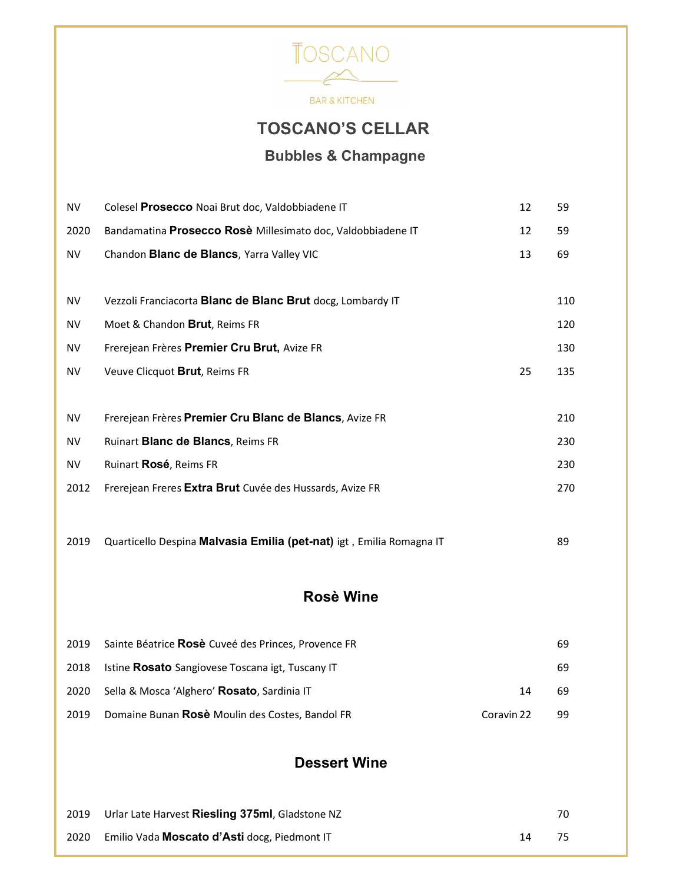TOSCANO

BAR & KITCHEN

# TOSCANO'S CELLAR

## Bubbles & Champagne

| | | | |
|---|---|---|---|
| NV | Colesel **Prosecco** Noai Brut doc, Valdobbiadene IT | 12 | 59 |
| 2020 | Bandamatina **Prosecco Rosè** Millesimato doc, Valdobbiadene IT | 12 | 59 |
| NV | Chandon **Blanc de Blancs**, Yarra Valley VIC | 13 | 69 |
| NV | Vezzoli Franciacorta **Blanc de Blanc Brut** docg, Lombardy IT | | 110 |
| NV | Moet & Chandon **Brut**, Reims FR | | 120 |
| NV | Frerejean Frères **Premier Cru Brut,** Avize FR | | 130 |
| NV | Veuve Clicquot **Brut**, Reims FR | 25 | 135 |
| NV | Frerejean Frères **Premier Cru Blanc de Blancs**, Avize FR | | 210 |
| NV | Ruinart **Blanc de Blancs**, Reims FR | | 230 |
| NV | Ruinart **Rosé**, Reims FR | | 230 |
| 2012 | Frerejean Freres **Extra Brut** Cuvée des Hussards, Avize FR | | 270 |
| 2019 | Quarticello Despina **Malvasia Emilia (pet-nat)** igt , Emilia Romagna IT | | 89 |

## Rosè Wine

| | | | |
|---|---|---|---|
| 2019 | Sainte Béatrice **Rosè** Cuveé des Princes, Provence FR | | 69 |
| 2018 | Istine **Rosato** Sangiovese Toscana igt, Tuscany IT | | 69 |
| 2020 | Sella & Mosca 'Alghero' **Rosato**, Sardinia IT | 14 | 69 |
| 2019 | Domaine Bunan **Rosè** Moulin des Costes, Bandol FR | Coravin 22 | 99 |

## Dessert Wine

| | | | |
|---|---|---|---|
| 2019 | Urlar Late Harvest **Riesling 375ml**, Gladstone NZ | | 70 |
| 2020 | Emilio Vada **Moscato d'Asti** docg, Piedmont IT | 14 | 75 |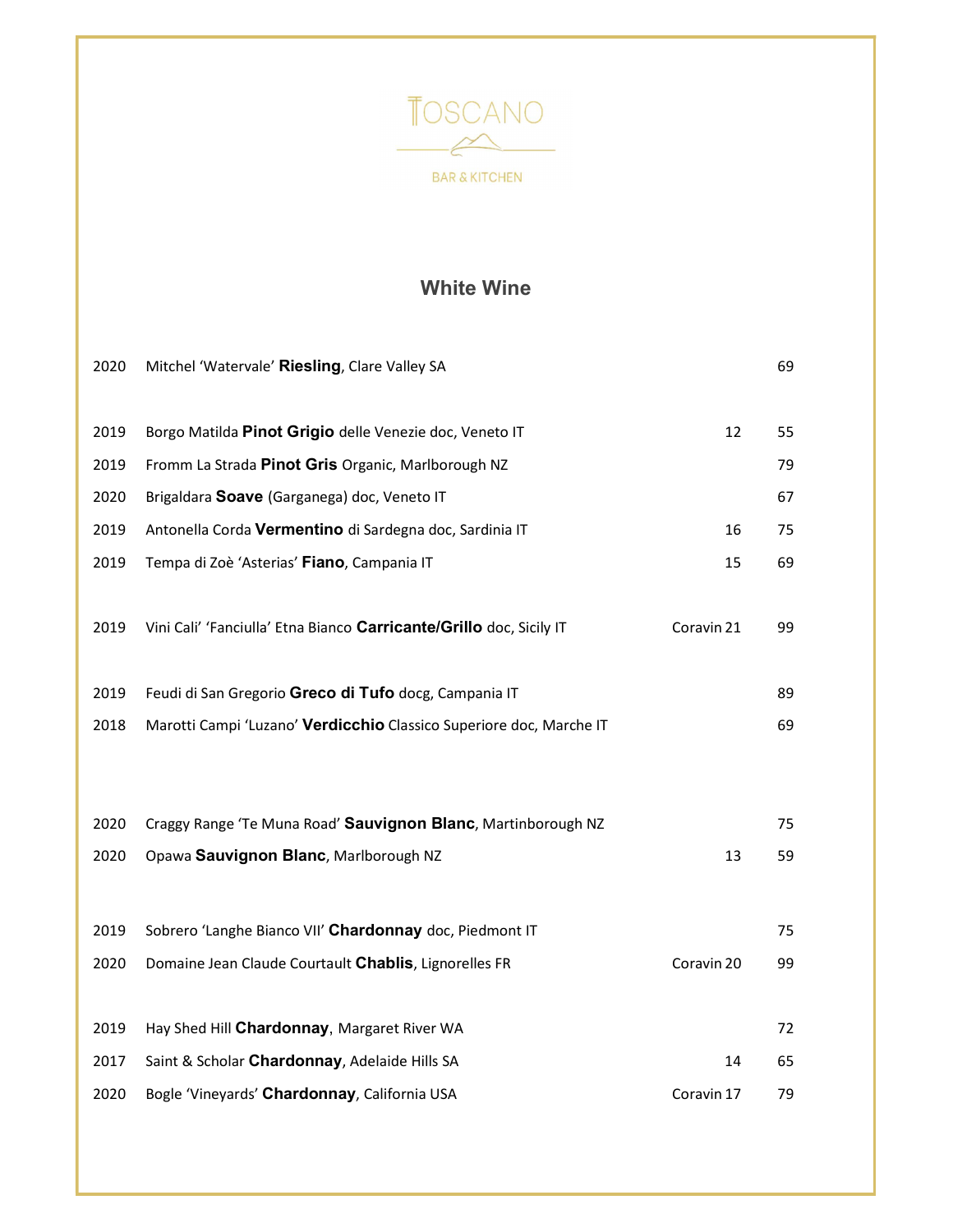TOSCANO

BAR & KITCHEN

## White Wine

| | | | |
|---|---|---|---|
| 2020 | Mitchel 'Watervale' **Riesling**, Clare Valley SA | | 69 |
| 2019 | Borgo Matilda **Pinot Grigio** delle Venezie doc, Veneto IT | 12 | 55 |
| 2019 | Fromm La Strada **Pinot Gris** Organic, Marlborough NZ | | 79 |
| 2020 | Brigaldara **Soave** (Garganega) doc, Veneto IT | | 67 |
| 2019 | Antonella Corda **Vermentino** di Sardegna doc, Sardinia IT | 16 | 75 |
| 2019 | Tempa di Zoè 'Asterias' **Fiano**, Campania IT | 15 | 69 |
| 2019 | Vini Cali' 'Fanciulla' Etna Bianco **Carricante/Grillo** doc, Sicily IT | Coravin 21 | 99 |
| 2019 | Feudi di San Gregorio **Greco di Tufo** docg, Campania IT | | 89 |
| 2018 | Marotti Campi 'Luzano' **Verdicchio** Classico Superiore doc, Marche IT | | 69 |
| 2020 | Craggy Range 'Te Muna Road' **Sauvignon Blanc**, Martinborough NZ | | 75 |
| 2020 | Opawa **Sauvignon Blanc**, Marlborough NZ | 13 | 59 |
| 2019 | Sobrero 'Langhe Bianco VII' **Chardonnay** doc, Piedmont IT | | 75 |
| 2020 | Domaine Jean Claude Courtault **Chablis**, Lignorelles FR | Coravin 20 | 99 |
| 2019 | Hay Shed Hill **Chardonnay**, Margaret River WA | | 72 |
| 2017 | Saint & Scholar **Chardonnay**, Adelaide Hills SA | 14 | 65 |
| 2020 | Bogle 'Vineyards' **Chardonnay**, California USA | Coravin 17 | 79 |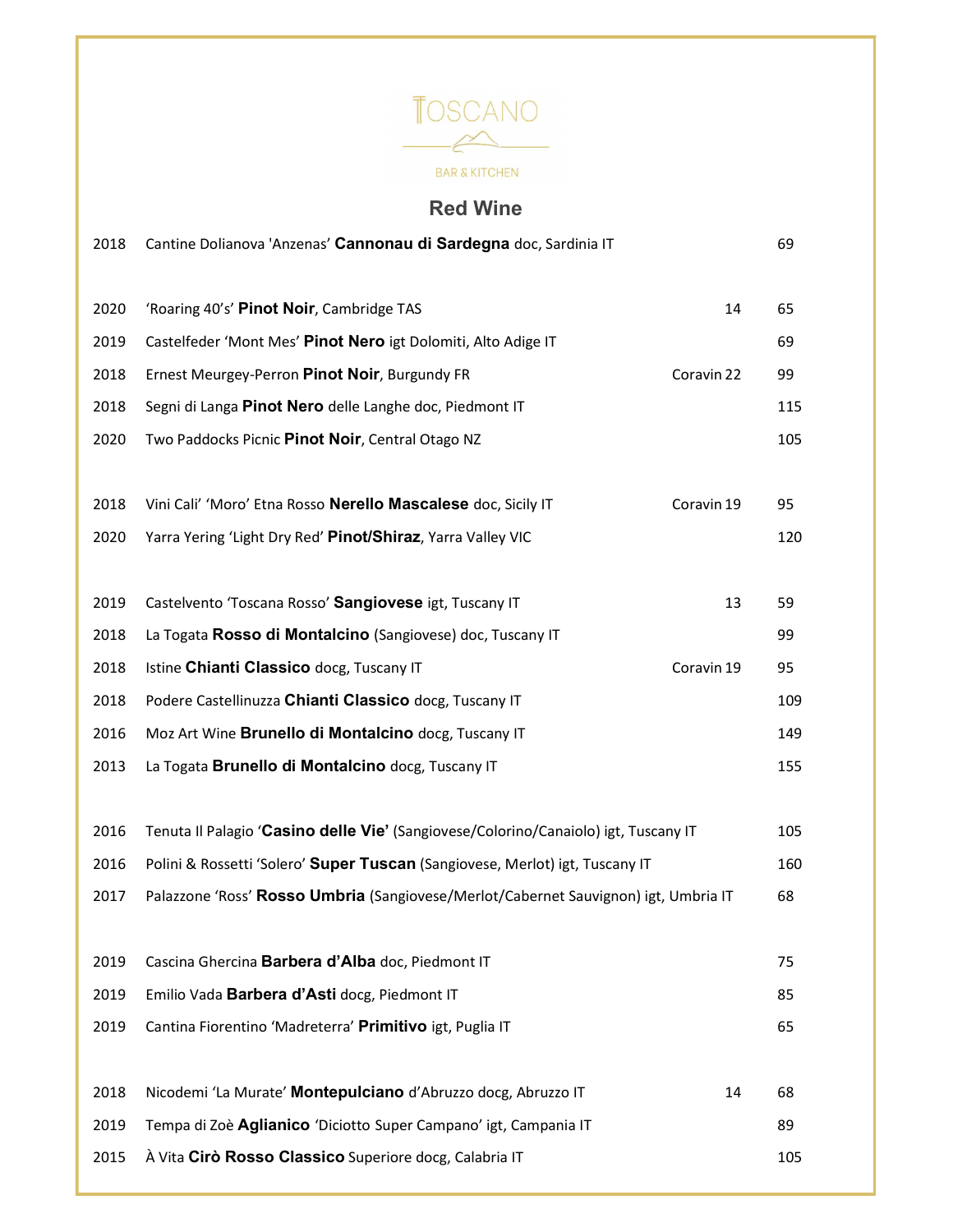TOSCANO

BAR & KITCHEN

## Red Wine

| Year | Wine | Glass | Bottle |
|---|---|---|---|
| 2018 | Cantine Dolianova 'Anzenas' **Cannonau di Sardegna** doc, Sardinia IT | | 69 |
| | | | |
| 2020 | 'Roaring 40's' **Pinot Noir**, Cambridge TAS | 14 | 65 |
| 2019 | Castelfeder 'Mont Mes' **Pinot Nero** igt Dolomiti, Alto Adige IT | | 69 |
| 2018 | Ernest Meurgey-Perron **Pinot Noir**, Burgundy FR | Coravin 22 | 99 |
| 2018 | Segni di Langa **Pinot Nero** delle Langhe doc, Piedmont IT | | 115 |
| 2020 | Two Paddocks Picnic **Pinot Noir**, Central Otago NZ | | 105 |
| | | | |
| 2018 | Vini Cali' 'Moro' Etna Rosso **Nerello Mascalese** doc, Sicily IT | Coravin 19 | 95 |
| 2020 | Yarra Yering 'Light Dry Red' **Pinot/Shiraz**, Yarra Valley VIC | | 120 |
| | | | |
| 2019 | Castelvento 'Toscana Rosso' **Sangiovese** igt, Tuscany IT | 13 | 59 |
| 2018 | La Togata **Rosso di Montalcino** (Sangiovese) doc, Tuscany IT | | 99 |
| 2018 | Istine **Chianti Classico** docg, Tuscany IT | Coravin 19 | 95 |
| 2018 | Podere Castellinuzza **Chianti Classico** docg, Tuscany IT | | 109 |
| 2016 | Moz Art Wine **Brunello di Montalcino** docg, Tuscany IT | | 149 |
| 2013 | La Togata **Brunello di Montalcino** docg, Tuscany IT | | 155 |
| | | | |
| 2016 | Tenuta Il Palagio '**Casino delle Vie**' (Sangiovese/Colorino/Canaiolo) igt, Tuscany IT | | 105 |
| 2016 | Polini & Rossetti 'Solero' **Super Tuscan** (Sangiovese, Merlot) igt, Tuscany IT | | 160 |
| 2017 | Palazzone 'Ross' **Rosso Umbria** (Sangiovese/Merlot/Cabernet Sauvignon) igt, Umbria IT | | 68 |
| | | | |
| 2019 | Cascina Ghercina **Barbera d'Alba** doc, Piedmont IT | | 75 |
| 2019 | Emilio Vada **Barbera d'Asti** docg, Piedmont IT | | 85 |
| 2019 | Cantina Fiorentino 'Madreterra' **Primitivo** igt, Puglia IT | | 65 |
| | | | |
| 2018 | Nicodemi 'La Murate' **Montepulciano** d'Abruzzo docg, Abruzzo IT | 14 | 68 |
| 2019 | Tempa di Zoè **Aglianico** 'Diciotto Super Campano' igt, Campania IT | | 89 |
| 2015 | À Vita **Cirò Rosso Classico** Superiore docg, Calabria IT | | 105 |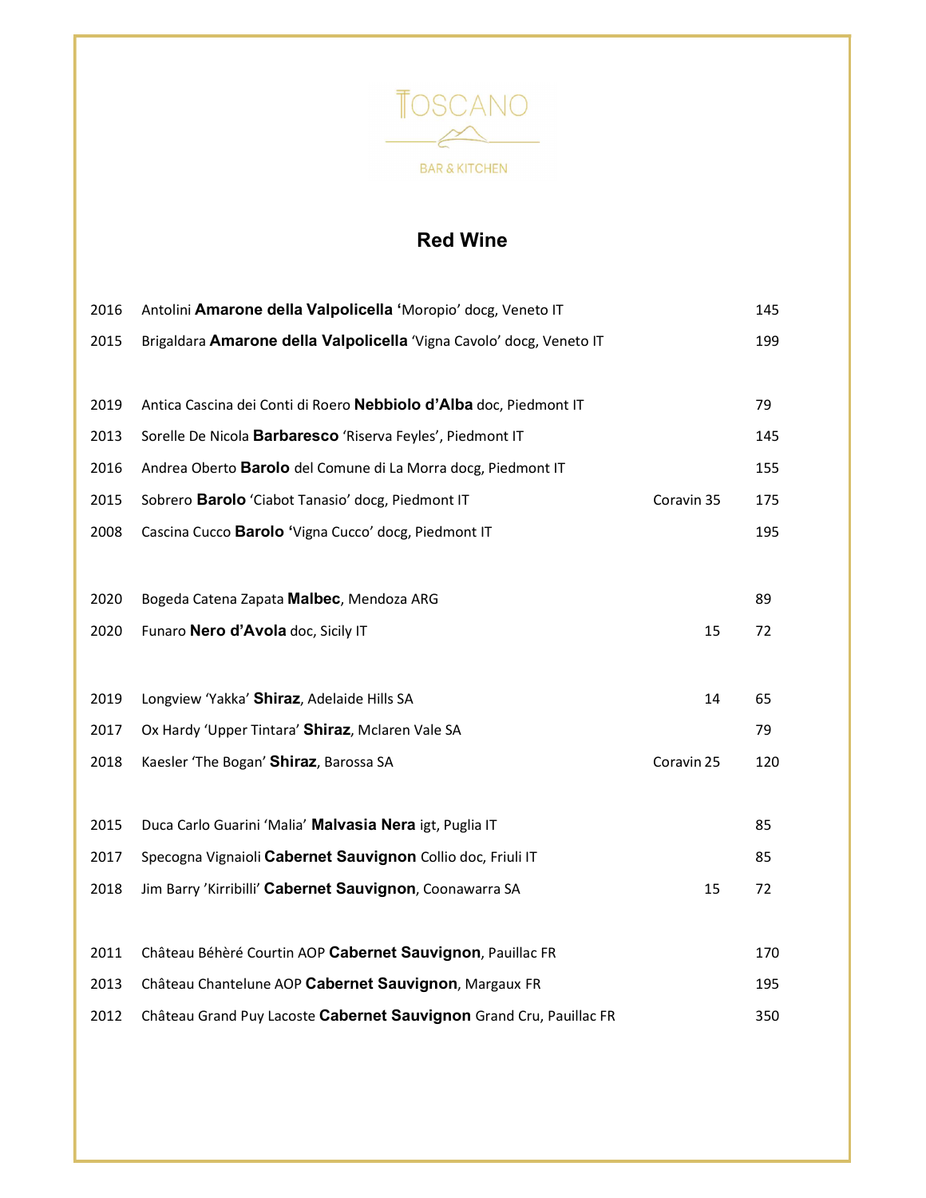TOSCANO

BAR & KITCHEN

## Red Wine

| | | | |
|---|---|---|---|
| 2016 | Antolini **Amarone della Valpolicella** ‘Moropio’ docg, Veneto IT | | 145 |
| 2015 | Brigaldara **Amarone della Valpolicella** ‘Vigna Cavolo’ docg, Veneto IT | | 199 |
| | | | |
| 2019 | Antica Cascina dei Conti di Roero **Nebbiolo d’Alba** doc, Piedmont IT | | 79 |
| 2013 | Sorelle De Nicola **Barbaresco** ‘Riserva Feyles’, Piedmont IT | | 145 |
| 2016 | Andrea Oberto **Barolo** del Comune di La Morra docg, Piedmont IT | | 155 |
| 2015 | Sobrero **Barolo** ‘Ciabot Tanasio’ docg, Piedmont IT | Coravin 35 | 175 |
| 2008 | Cascina Cucco **Barolo** ‘Vigna Cucco’ docg, Piedmont IT | | 195 |
| | | | |
| 2020 | Bogeda Catena Zapata **Malbec**, Mendoza ARG | | 89 |
| 2020 | Funaro **Nero d’Avola** doc, Sicily IT | 15 | 72 |
| | | | |
| 2019 | Longview ‘Yakka’ **Shiraz**, Adelaide Hills SA | 14 | 65 |
| 2017 | Ox Hardy ‘Upper Tintara’ **Shiraz**, Mclaren Vale SA | | 79 |
| 2018 | Kaesler ‘The Bogan’ **Shiraz**, Barossa SA | Coravin 25 | 120 |
| | | | |
| 2015 | Duca Carlo Guarini ‘Malia’ **Malvasia Nera** igt, Puglia IT | | 85 |
| 2017 | Specogna Vignaioli **Cabernet Sauvignon** Collio doc, Friuli IT | | 85 |
| 2018 | Jim Barry ’Kirribilli’ **Cabernet Sauvignon**, Coonawarra SA | 15 | 72 |
| | | | |
| 2011 | Château Béhèré Courtin AOP **Cabernet Sauvignon**, Pauillac FR | | 170 |
| 2013 | Château Chantelune AOP **Cabernet Sauvignon**, Margaux FR | | 195 |
| 2012 | Château Grand Puy Lacoste **Cabernet Sauvignon** Grand Cru, Pauillac FR | | 350 |